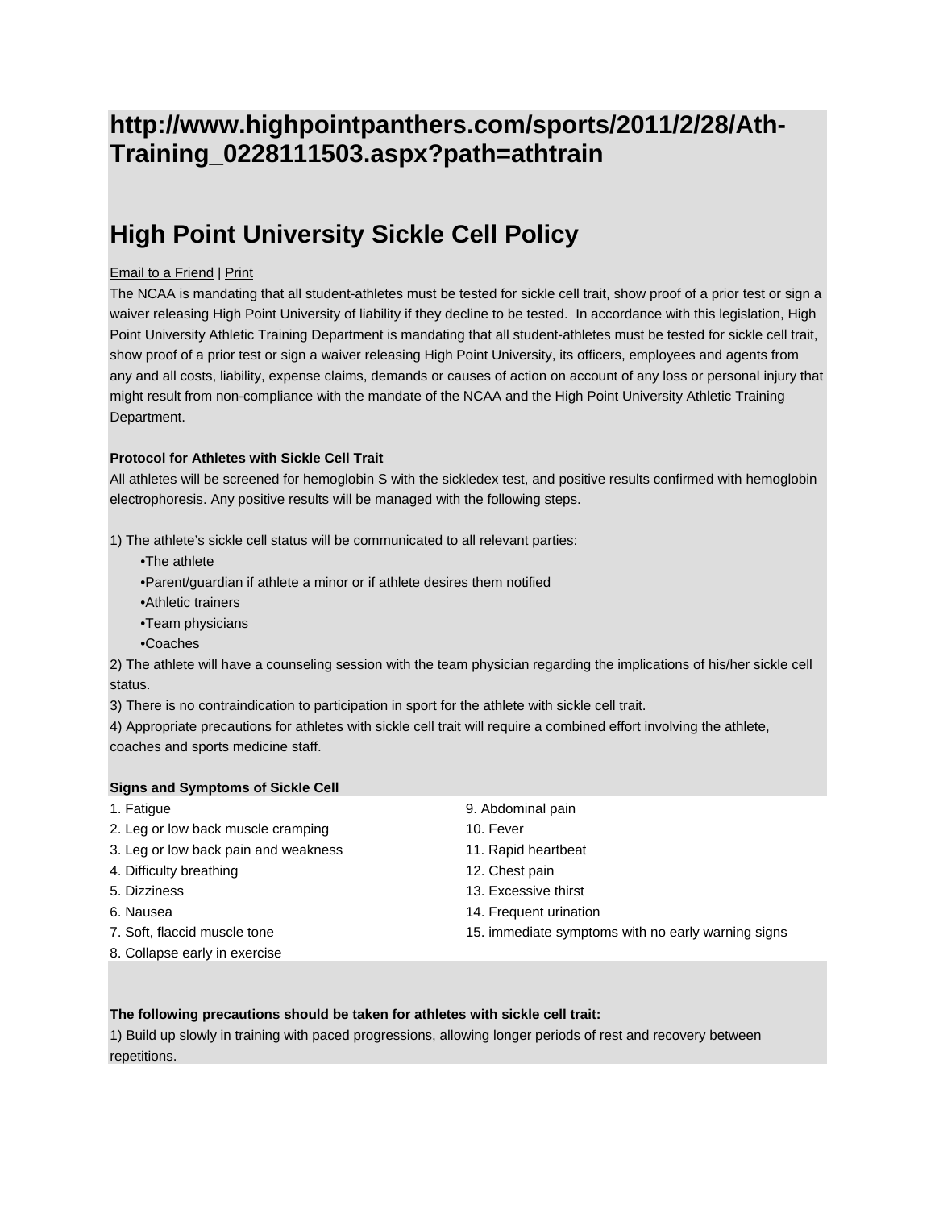# http://www.highpointpanthers.com/sports/2011/2/28/Ath-Training_0228111503.aspx?path=athtrain

# High Point University Sickle Cell Policy

Email to a Friend | Print

The NCAA is mandating that all student-athletes must be tested for sickle cell trait, show proof of a prior test or sign a waiver releasing High Point University of liability if they decline to be tested. In accordance with this legislation, High Point University Athletic Training Department is mandating that all student-athletes must be tested for sickle cell trait, show proof of a prior test or sign a waiver releasing High Point University, its officers, employees and agents from any and all costs, liability, expense claims, demands or causes of action on account of any loss or personal injury that might result from non-compliance with the mandate of the NCAA and the High Point University Athletic Training Department.

**Protocol for Athletes with Sickle Cell Trait**

All athletes will be screened for hemoglobin S with the sickledex test, and positive results confirmed with hemoglobin electrophoresis. Any positive results will be managed with the following steps.

1) The athlete's sickle cell status will be communicated to all relevant parties:
   - The athlete
   - Parent/guardian if athlete a minor or if athlete desires them notified
   - Athletic trainers
   - Team physicians
   - Coaches

2) The athlete will have a counseling session with the team physician regarding the implications of his/her sickle cell status.

3) There is no contraindication to participation in sport for the athlete with sickle cell trait.

4) Appropriate precautions for athletes with sickle cell trait will require a combined effort involving the athlete, coaches and sports medicine staff.

**Signs and Symptoms of Sickle Cell**

1. Fatigue
2. Leg or low back muscle cramping
3. Leg or low back pain and weakness
4. Difficulty breathing
5. Dizziness
6. Nausea
7. Soft, flaccid muscle tone
8. Collapse early in exercise
9. Abdominal pain
10. Fever
11. Rapid heartbeat
12. Chest pain
13. Excessive thirst
14. Frequent urination
15. immediate symptoms with no early warning signs

**The following precautions should be taken for athletes with sickle cell trait:**

1) Build up slowly in training with paced progressions, allowing longer periods of rest and recovery between repetitions.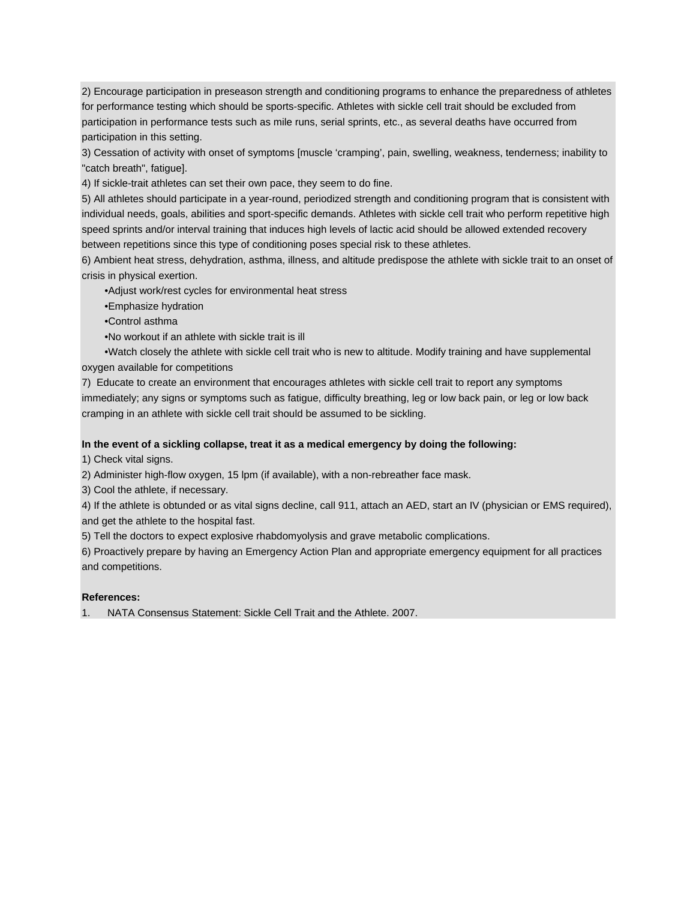2) Encourage participation in preseason strength and conditioning programs to enhance the preparedness of athletes for performance testing which should be sports-specific. Athletes with sickle cell trait should be excluded from participation in performance tests such as mile runs, serial sprints, etc., as several deaths have occurred from participation in this setting.

3) Cessation of activity with onset of symptoms [muscle 'cramping', pain, swelling, weakness, tenderness; inability to "catch breath", fatigue].

4) If sickle-trait athletes can set their own pace, they seem to do fine.

5) All athletes should participate in a year-round, periodized strength and conditioning program that is consistent with individual needs, goals, abilities and sport-specific demands. Athletes with sickle cell trait who perform repetitive high speed sprints and/or interval training that induces high levels of lactic acid should be allowed extended recovery between repetitions since this type of conditioning poses special risk to these athletes.

6) Ambient heat stress, dehydration, asthma, illness, and altitude predispose the athlete with sickle trait to an onset of crisis in physical exertion.

- Adjust work/rest cycles for environmental heat stress
- Emphasize hydration
- Control asthma
- No workout if an athlete with sickle trait is ill
- Watch closely the athlete with sickle cell trait who is new to altitude. Modify training and have supplemental oxygen available for competitions

7) Educate to create an environment that encourages athletes with sickle cell trait to report any symptoms immediately; any signs or symptoms such as fatigue, difficulty breathing, leg or low back pain, or leg or low back cramping in an athlete with sickle cell trait should be assumed to be sickling.

**In the event of a sickling collapse, treat it as a medical emergency by doing the following:**

1) Check vital signs.

2) Administer high-flow oxygen, 15 lpm (if available), with a non-rebreather face mask.

3) Cool the athlete, if necessary.

4) If the athlete is obtunded or as vital signs decline, call 911, attach an AED, start an IV (physician or EMS required), and get the athlete to the hospital fast.

5) Tell the doctors to expect explosive rhabdomyolysis and grave metabolic complications.

6) Proactively prepare by having an Emergency Action Plan and appropriate emergency equipment for all practices and competitions.

**References:**

1. NATA Consensus Statement: Sickle Cell Trait and the Athlete. 2007.